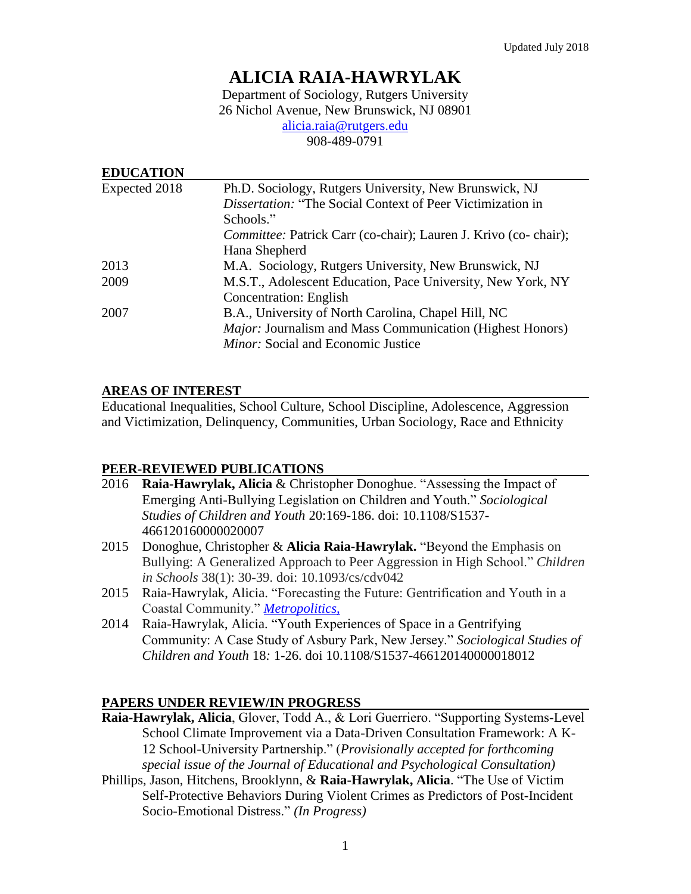Updated July 2018

# ALICIA RAIA-HAWRYLAK

Department of Sociology, Rutgers University
26 Nichol Avenue, New Brunswick, NJ 08901
alicia.raia@rutgers.edu
908-489-0791

## EDUCATION

| | |
|---|---|
| Expected 2018 | Ph.D. Sociology, Rutgers University, New Brunswick, NJ<br>*Dissertation:* "The Social Context of Peer Victimization in Schools."<br>*Committee:* Patrick Carr (co-chair); Lauren J. Krivo (co- chair); Hana Shepherd |
| 2013 | M.A. Sociology, Rutgers University, New Brunswick, NJ |
| 2009 | M.S.T., Adolescent Education, Pace University, New York, NY<br>Concentration: English |
| 2007 | B.A., University of North Carolina, Chapel Hill, NC<br>*Major:* Journalism and Mass Communication (Highest Honors)<br>*Minor:* Social and Economic Justice |

## AREAS OF INTEREST

Educational Inequalities, School Culture, School Discipline, Adolescence, Aggression and Victimization, Delinquency, Communities, Urban Sociology, Race and Ethnicity

## PEER-REVIEWED PUBLICATIONS

2016 **Raia-Hawrylak, Alicia** & Christopher Donoghue. "Assessing the Impact of Emerging Anti-Bullying Legislation on Children and Youth." *Sociological Studies of Children and Youth* 20:169-186. doi: 10.1108/S1537-466120160000020007

2015 Donoghue, Christopher & **Alicia Raia-Hawrylak.** "Beyond the Emphasis on Bullying: A Generalized Approach to Peer Aggression in High School." *Children in Schools* 38(1): 30-39. doi: 10.1093/cs/cdv042

2015 Raia-Hawrylak, Alicia. "Forecasting the Future: Gentrification and Youth in a Coastal Community." *Metropolitics,*

2014 Raia-Hawrylak, Alicia. "Youth Experiences of Space in a Gentrifying Community: A Case Study of Asbury Park, New Jersey." *Sociological Studies of Children and Youth* 18*:* 1-26. doi 10.1108/S1537-466120140000018012

## PAPERS UNDER REVIEW/IN PROGRESS

**Raia-Hawrylak, Alicia**, Glover, Todd A., & Lori Guerriero. "Supporting Systems-Level School Climate Improvement via a Data-Driven Consultation Framework: A K-12 School-University Partnership." (*Provisionally accepted for forthcoming special issue of the Journal of Educational and Psychological Consultation)*

Phillips, Jason, Hitchens, Brooklynn, & **Raia-Hawrylak, Alicia**. "The Use of Victim Self-Protective Behaviors During Violent Crimes as Predictors of Post-Incident Socio-Emotional Distress." *(In Progress)*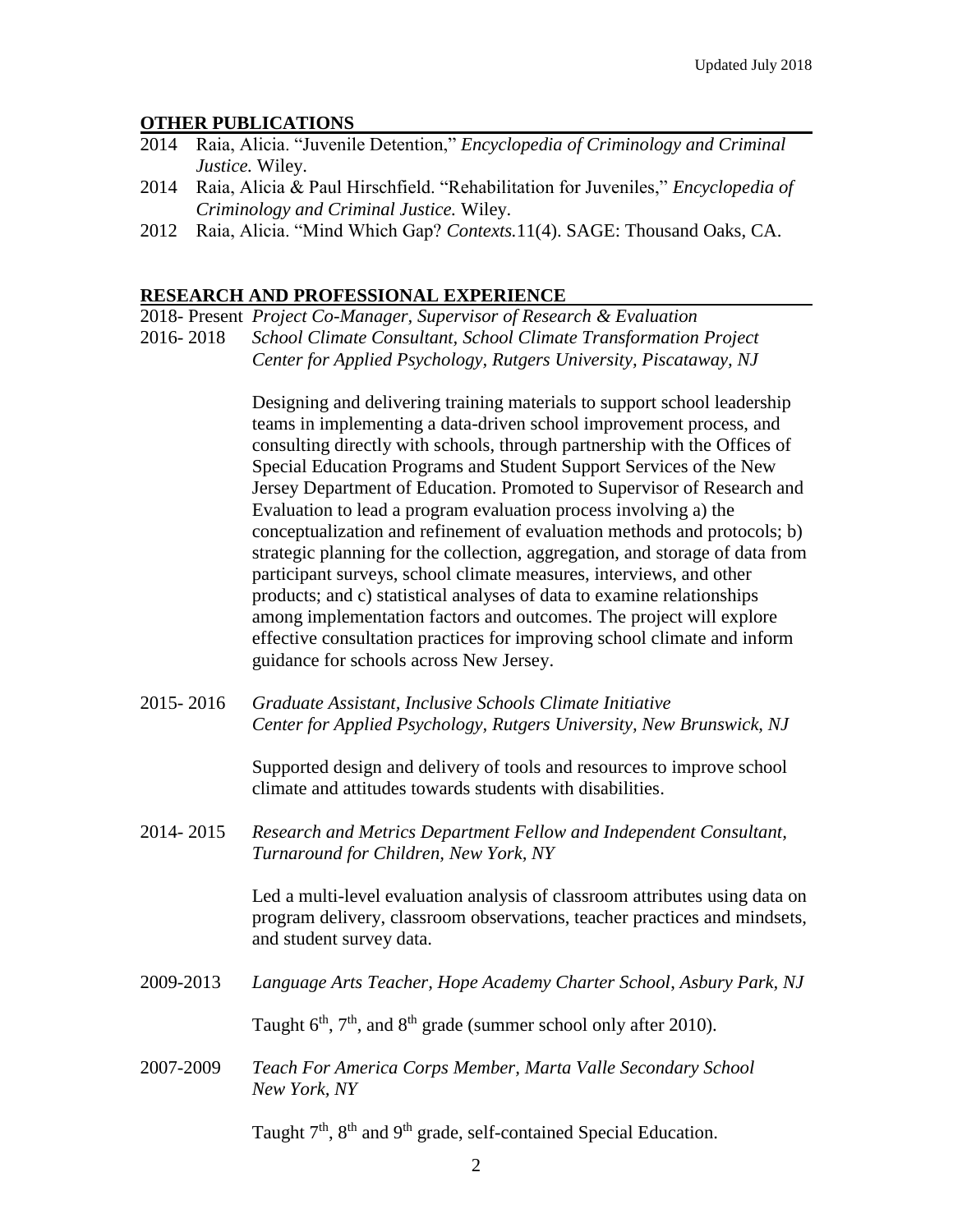## OTHER PUBLICATIONS

2014 Raia, Alicia. "Juvenile Detention," *Encyclopedia of Criminology and Criminal Justice.* Wiley.

2014 Raia, Alicia & Paul Hirschfield. "Rehabilitation for Juveniles," *Encyclopedia of Criminology and Criminal Justice.* Wiley.

2012 Raia, Alicia. "Mind Which Gap? *Contexts.*11(4). SAGE: Thousand Oaks, CA.

## RESEARCH AND PROFESSIONAL EXPERIENCE

2018- Present *Project Co-Manager, Supervisor of Research & Evaluation*
2016- 2018 *School Climate Consultant, School Climate Transformation Project*
*Center for Applied Psychology, Rutgers University, Piscataway, NJ*

Designing and delivering training materials to support school leadership teams in implementing a data-driven school improvement process, and consulting directly with schools, through partnership with the Offices of Special Education Programs and Student Support Services of the New Jersey Department of Education. Promoted to Supervisor of Research and Evaluation to lead a program evaluation process involving a) the conceptualization and refinement of evaluation methods and protocols; b) strategic planning for the collection, aggregation, and storage of data from participant surveys, school climate measures, interviews, and other products; and c) statistical analyses of data to examine relationships among implementation factors and outcomes. The project will explore effective consultation practices for improving school climate and inform guidance for schools across New Jersey.

2015- 2016 *Graduate Assistant, Inclusive Schools Climate Initiative*
*Center for Applied Psychology, Rutgers University, New Brunswick, NJ*

Supported design and delivery of tools and resources to improve school climate and attitudes towards students with disabilities.

2014- 2015 *Research and Metrics Department Fellow and Independent Consultant, Turnaround for Children, New York, NY*

Led a multi-level evaluation analysis of classroom attributes using data on program delivery, classroom observations, teacher practices and mindsets, and student survey data.

2009-2013 *Language Arts Teacher, Hope Academy Charter School, Asbury Park, NJ*

Taught 6th, 7th, and 8th grade (summer school only after 2010).

2007-2009 *Teach For America Corps Member, Marta Valle Secondary School New York, NY*

Taught 7th, 8th and 9th grade, self-contained Special Education.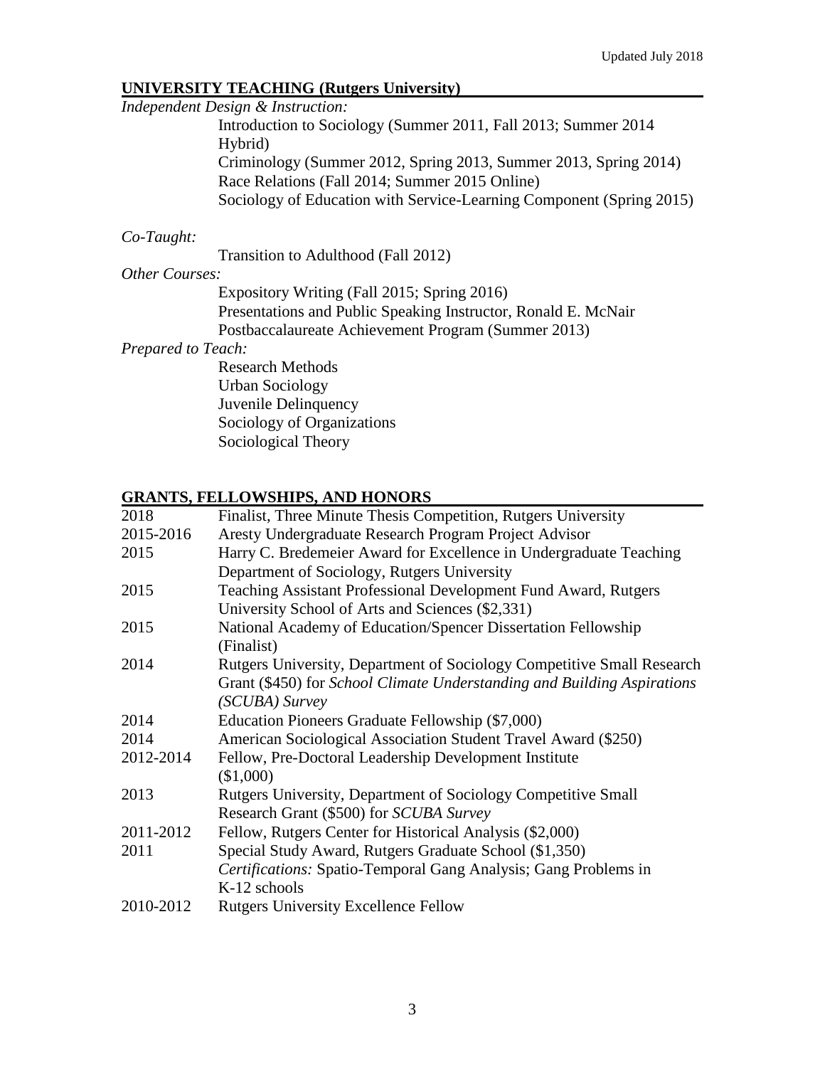## UNIVERSITY TEACHING (Rutgers University)

*Independent Design & Instruction:*

Introduction to Sociology (Summer 2011, Fall 2013; Summer 2014 Hybrid)
Criminology (Summer 2012, Spring 2013, Summer 2013, Spring 2014)
Race Relations (Fall 2014; Summer 2015 Online)
Sociology of Education with Service-Learning Component (Spring 2015)

*Co-Taught:*

Transition to Adulthood (Fall 2012)

*Other Courses:*

Expository Writing (Fall 2015; Spring 2016)
Presentations and Public Speaking Instructor, Ronald E. McNair Postbaccalaureate Achievement Program (Summer 2013)

*Prepared to Teach:*

Research Methods
Urban Sociology
Juvenile Delinquency
Sociology of Organizations
Sociological Theory

## GRANTS, FELLOWSHIPS, AND HONORS

| | |
|---|---|
| 2018 | Finalist, Three Minute Thesis Competition, Rutgers University |
| 2015-2016 | Aresty Undergraduate Research Program Project Advisor |
| 2015 | Harry C. Bredemeier Award for Excellence in Undergraduate Teaching Department of Sociology, Rutgers University |
| 2015 | Teaching Assistant Professional Development Fund Award, Rutgers University School of Arts and Sciences ($2,331) |
| 2015 | National Academy of Education/Spencer Dissertation Fellowship (Finalist) |
| 2014 | Rutgers University, Department of Sociology Competitive Small Research Grant ($450) for *School Climate Understanding and Building Aspirations (SCUBA) Survey* |
| 2014 | Education Pioneers Graduate Fellowship ($7,000) |
| 2014 | American Sociological Association Student Travel Award ($250) |
| 2012-2014 | Fellow, Pre-Doctoral Leadership Development Institute ($1,000) |
| 2013 | Rutgers University, Department of Sociology Competitive Small Research Grant ($500) for *SCUBA Survey* |
| 2011-2012 | Fellow, Rutgers Center for Historical Analysis ($2,000) |
| 2011 | Special Study Award, Rutgers Graduate School ($1,350) *Certifications:* Spatio-Temporal Gang Analysis; Gang Problems in K-12 schools |
| 2010-2012 | Rutgers University Excellence Fellow |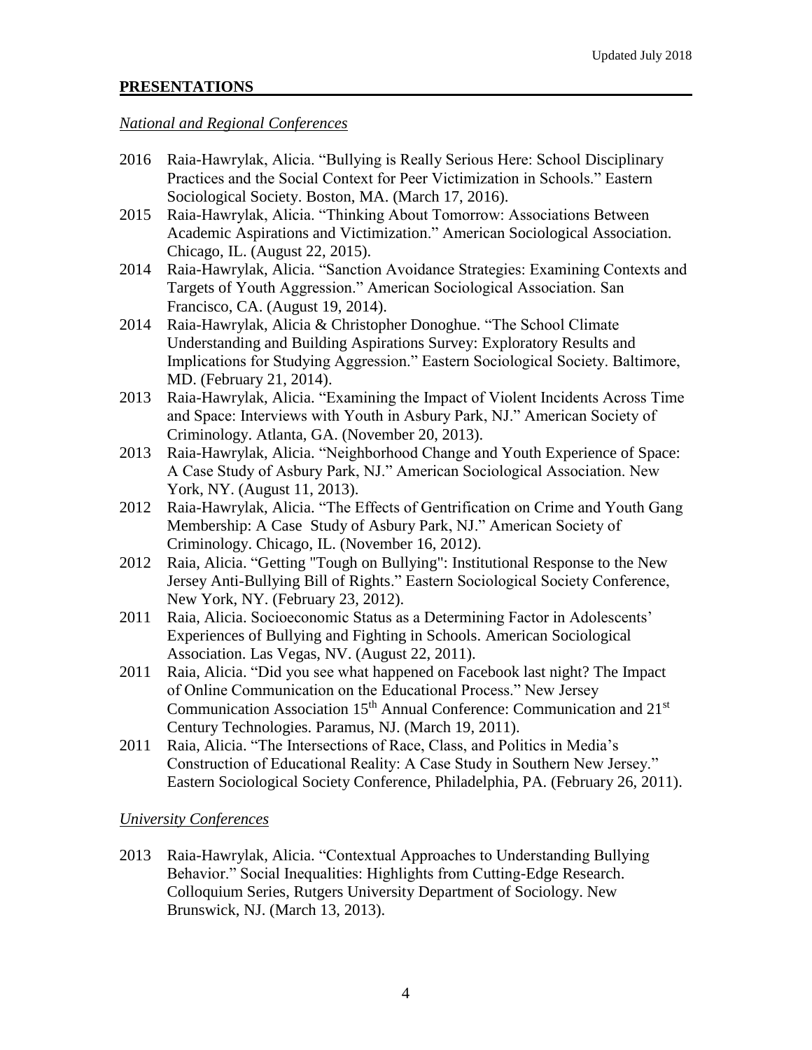## PRESENTATIONS

*National and Regional Conferences*

2016 Raia-Hawrylak, Alicia. "Bullying is Really Serious Here: School Disciplinary Practices and the Social Context for Peer Victimization in Schools." Eastern Sociological Society. Boston, MA. (March 17, 2016).

2015 Raia-Hawrylak, Alicia. "Thinking About Tomorrow: Associations Between Academic Aspirations and Victimization." American Sociological Association. Chicago, IL. (August 22, 2015).

2014 Raia-Hawrylak, Alicia. "Sanction Avoidance Strategies: Examining Contexts and Targets of Youth Aggression." American Sociological Association. San Francisco, CA. (August 19, 2014).

2014 Raia-Hawrylak, Alicia & Christopher Donoghue. "The School Climate Understanding and Building Aspirations Survey: Exploratory Results and Implications for Studying Aggression." Eastern Sociological Society. Baltimore, MD. (February 21, 2014).

2013 Raia-Hawrylak, Alicia. "Examining the Impact of Violent Incidents Across Time and Space: Interviews with Youth in Asbury Park, NJ." American Society of Criminology. Atlanta, GA. (November 20, 2013).

2013 Raia-Hawrylak, Alicia. "Neighborhood Change and Youth Experience of Space: A Case Study of Asbury Park, NJ." American Sociological Association. New York, NY. (August 11, 2013).

2012 Raia-Hawrylak, Alicia. "The Effects of Gentrification on Crime and Youth Gang Membership: A Case Study of Asbury Park, NJ." American Society of Criminology. Chicago, IL. (November 16, 2012).

2012 Raia, Alicia. "Getting "Tough on Bullying": Institutional Response to the New Jersey Anti-Bullying Bill of Rights." Eastern Sociological Society Conference, New York, NY. (February 23, 2012).

2011 Raia, Alicia. Socioeconomic Status as a Determining Factor in Adolescents' Experiences of Bullying and Fighting in Schools. American Sociological Association. Las Vegas, NV. (August 22, 2011).

2011 Raia, Alicia. "Did you see what happened on Facebook last night? The Impact of Online Communication on the Educational Process." New Jersey Communication Association 15th Annual Conference: Communication and 21st Century Technologies. Paramus, NJ. (March 19, 2011).

2011 Raia, Alicia. "The Intersections of Race, Class, and Politics in Media's Construction of Educational Reality: A Case Study in Southern New Jersey." Eastern Sociological Society Conference, Philadelphia, PA. (February 26, 2011).

*University Conferences*

2013 Raia-Hawrylak, Alicia. "Contextual Approaches to Understanding Bullying Behavior." Social Inequalities: Highlights from Cutting-Edge Research. Colloquium Series, Rutgers University Department of Sociology. New Brunswick, NJ. (March 13, 2013).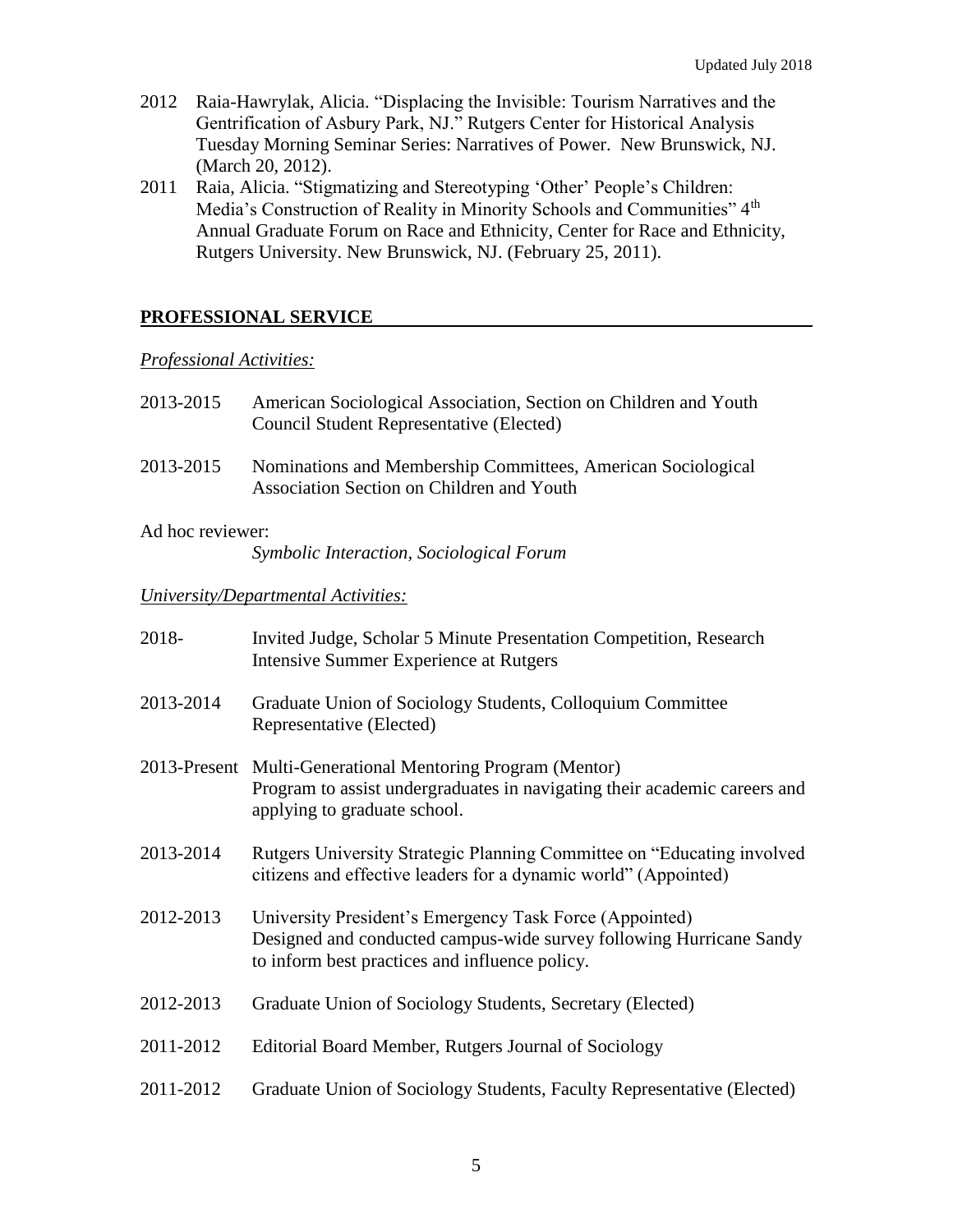2012 Raia-Hawrylak, Alicia. "Displacing the Invisible: Tourism Narratives and the Gentrification of Asbury Park, NJ." Rutgers Center for Historical Analysis Tuesday Morning Seminar Series: Narratives of Power. New Brunswick, NJ. (March 20, 2012).

2011 Raia, Alicia. "Stigmatizing and Stereotyping 'Other' People's Children: Media's Construction of Reality in Minority Schools and Communities" 4th Annual Graduate Forum on Race and Ethnicity, Center for Race and Ethnicity, Rutgers University. New Brunswick, NJ. (February 25, 2011).

## PROFESSIONAL SERVICE

*Professional Activities:*

2013-2015 American Sociological Association, Section on Children and Youth Council Student Representative (Elected)

2013-2015 Nominations and Membership Committees, American Sociological Association Section on Children and Youth

Ad hoc reviewer:
*Symbolic Interaction*, *Sociological Forum*

*University/Departmental Activities:*

2018- Invited Judge, Scholar 5 Minute Presentation Competition, Research Intensive Summer Experience at Rutgers

2013-2014 Graduate Union of Sociology Students, Colloquium Committee Representative (Elected)

2013-Present Multi-Generational Mentoring Program (Mentor)
Program to assist undergraduates in navigating their academic careers and applying to graduate school.

2013-2014 Rutgers University Strategic Planning Committee on "Educating involved citizens and effective leaders for a dynamic world" (Appointed)

2012-2013 University President's Emergency Task Force (Appointed)
Designed and conducted campus-wide survey following Hurricane Sandy to inform best practices and influence policy.

2012-2013 Graduate Union of Sociology Students, Secretary (Elected)

2011-2012 Editorial Board Member, Rutgers Journal of Sociology

2011-2012 Graduate Union of Sociology Students, Faculty Representative (Elected)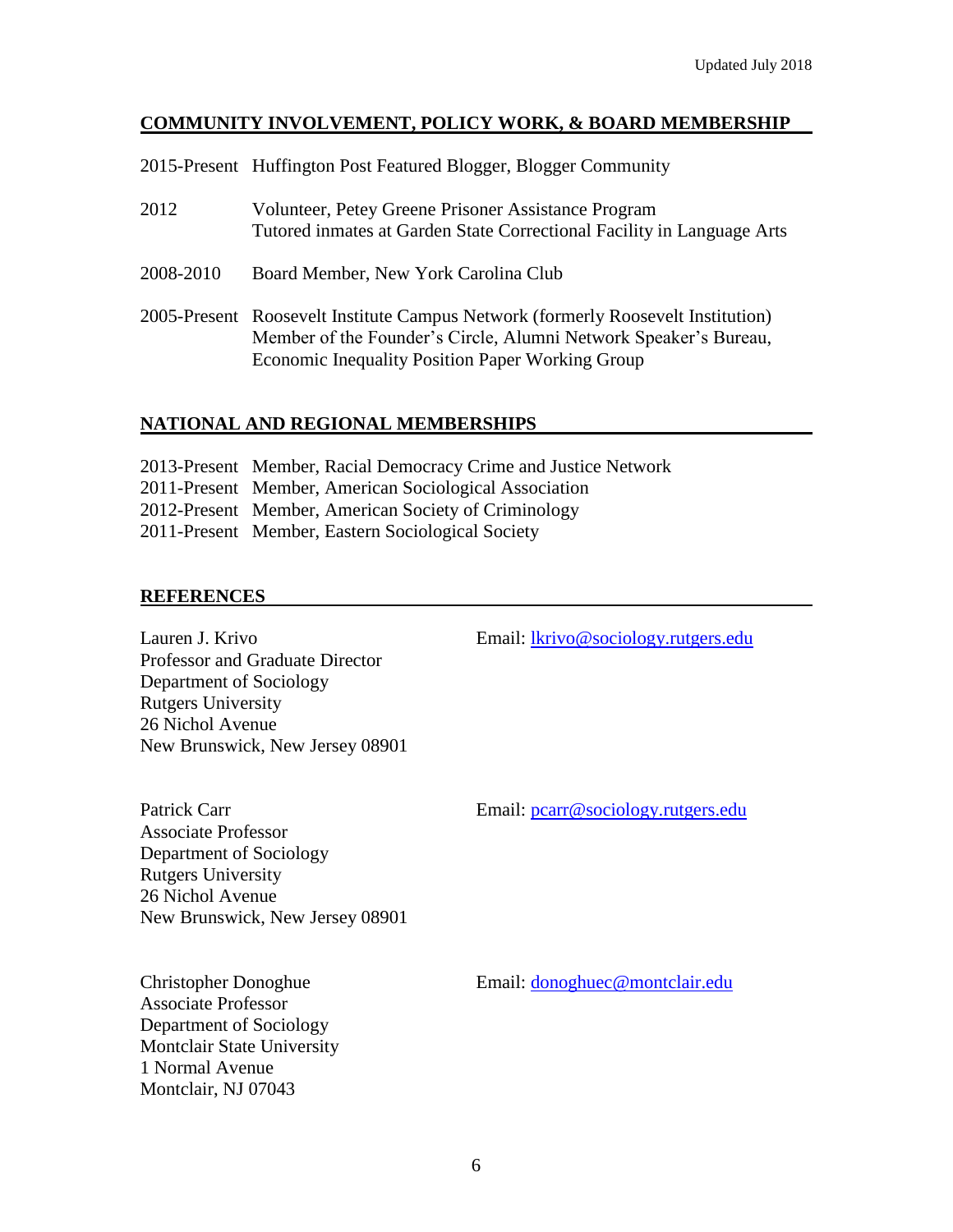## COMMUNITY INVOLVEMENT, POLICY WORK, & BOARD MEMBERSHIP

2015-Present Huffington Post Featured Blogger, Blogger Community

2012 Volunteer, Petey Greene Prisoner Assistance Program
Tutored inmates at Garden State Correctional Facility in Language Arts

2008-2010 Board Member, New York Carolina Club

2005-Present Roosevelt Institute Campus Network (formerly Roosevelt Institution)
Member of the Founder's Circle, Alumni Network Speaker's Bureau, Economic Inequality Position Paper Working Group

## NATIONAL AND REGIONAL MEMBERSHIPS

2013-Present Member, Racial Democracy Crime and Justice Network
2011-Present Member, American Sociological Association
2012-Present Member, American Society of Criminology
2011-Present Member, Eastern Sociological Society

## REFERENCES

Lauren J. Krivo
Professor and Graduate Director
Department of Sociology
Rutgers University
26 Nichol Avenue
New Brunswick, New Jersey 08901
Email: lkrivo@sociology.rutgers.edu

Patrick Carr
Associate Professor
Department of Sociology
Rutgers University
26 Nichol Avenue
New Brunswick, New Jersey 08901
Email: pcarr@sociology.rutgers.edu

Christopher Donoghue
Associate Professor
Department of Sociology
Montclair State University
1 Normal Avenue
Montclair, NJ 07043
Email: donoghuec@montclair.edu